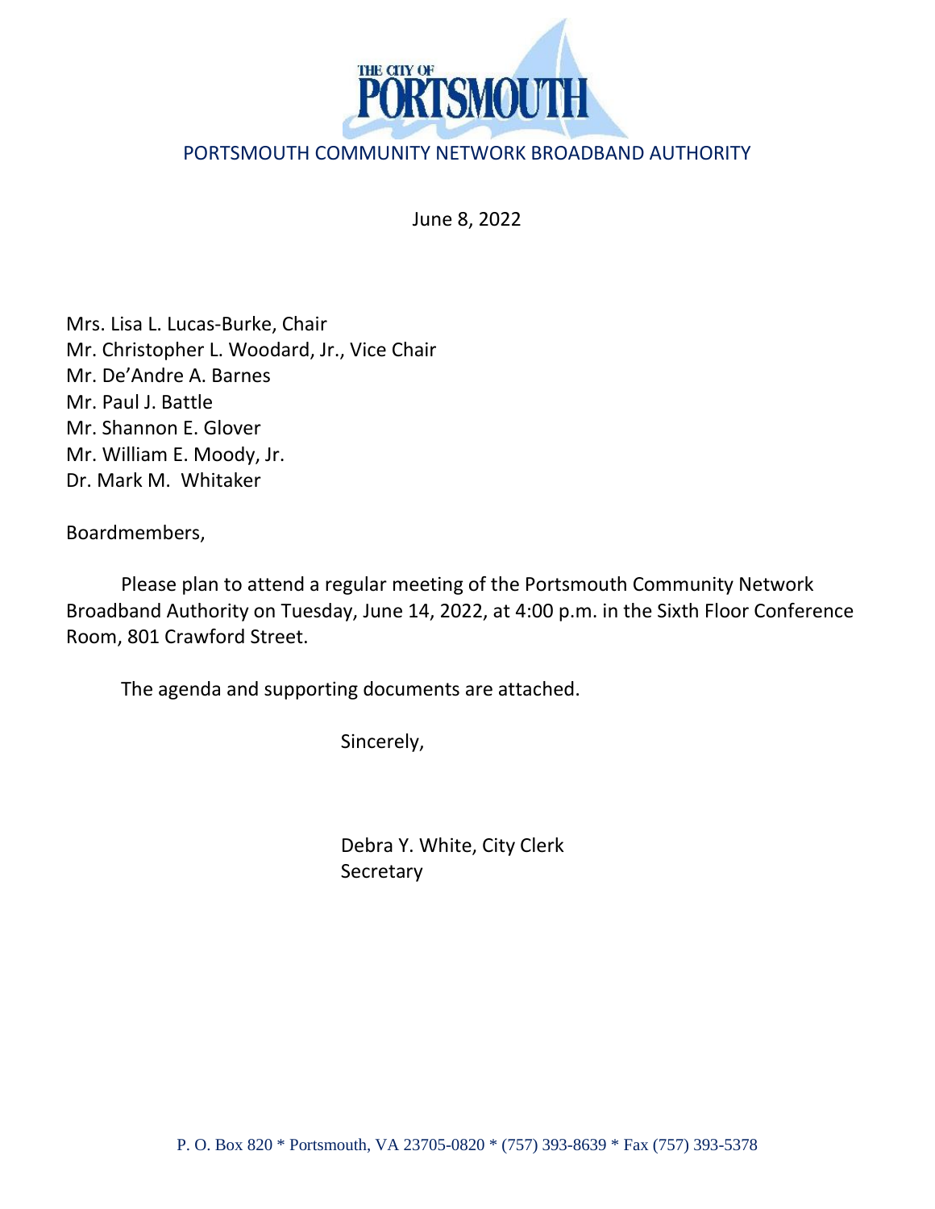THE CITY OF PORTSMOUTH

PORTSMOUTH COMMUNITY NETWORK BROADBAND AUTHORITY

June 8, 2022

Mrs. Lisa L. Lucas-Burke, Chair
Mr. Christopher L. Woodard, Jr., Vice Chair
Mr. De'Andre A. Barnes
Mr. Paul J. Battle
Mr. Shannon E. Glover
Mr. William E. Moody, Jr.
Dr. Mark M. Whitaker

Boardmembers,

Please plan to attend a regular meeting of the Portsmouth Community Network Broadband Authority on Tuesday, June 14, 2022, at 4:00 p.m. in the Sixth Floor Conference Room, 801 Crawford Street.

The agenda and supporting documents are attached.

Sincerely,

Debra Y. White, City Clerk
Secretary

P. O. Box 820 * Portsmouth, VA 23705-0820 * (757) 393-8639 * Fax (757) 393-5378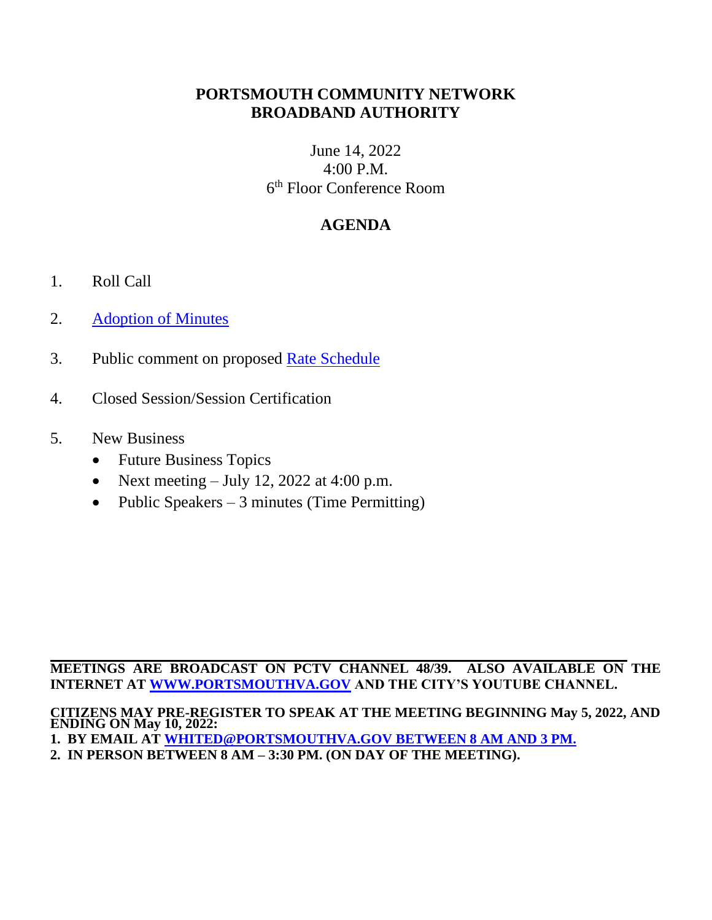# PORTSMOUTH COMMUNITY NETWORK BROADBAND AUTHORITY

June 14, 2022
4:00 P.M.
6th Floor Conference Room

## AGENDA

1. Roll Call

2. Adoption of Minutes

3. Public comment on proposed Rate Schedule

4. Closed Session/Session Certification

5. New Business
   - Future Business Topics
   - Next meeting – July 12, 2022 at 4:00 p.m.
   - Public Speakers – 3 minutes (Time Permitting)

---

**MEETINGS ARE BROADCAST ON PCTV CHANNEL 48/39. ALSO AVAILABLE ON THE INTERNET AT WWW.PORTSMOUTHVA.GOV AND THE CITY'S YOUTUBE CHANNEL.**

**CITIZENS MAY PRE-REGISTER TO SPEAK AT THE MEETING BEGINNING May 5, 2022, AND ENDING ON May 10, 2022:**
**1. BY EMAIL AT WHITED@PORTSMOUTHVA.GOV BETWEEN 8 AM AND 3 PM.**
**2. IN PERSON BETWEEN 8 AM – 3:30 PM. (ON DAY OF THE MEETING).**